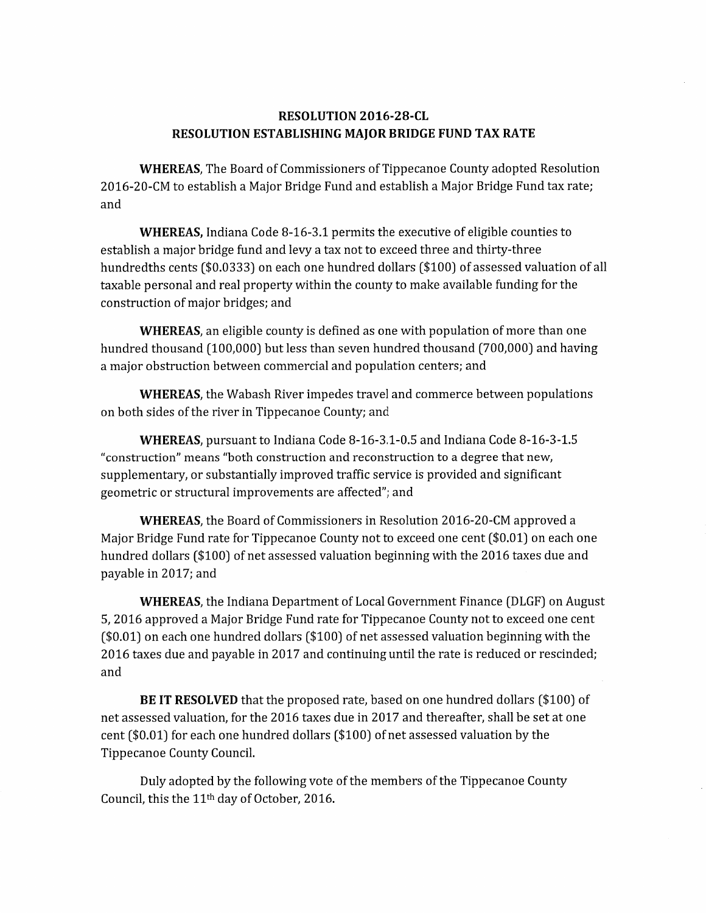**RESOLUTION 2016-28-CL**
**RESOLUTION ESTABLISHING MAJOR BRIDGE FUND TAX RATE**

**WHEREAS,** The Board of Commissioners of Tippecanoe County adopted Resolution 2016-20-CM to establish a Major Bridge Fund and establish a Major Bridge Fund tax rate; and

**WHEREAS,** Indiana Code 8-16-3.1 permits the executive of eligible counties to establish a major bridge fund and levy a tax not to exceed three and thirty-three hundredths cents ($0.0333) on each one hundred dollars ($100) of assessed valuation of all taxable personal and real property within the county to make available funding for the construction of major bridges; and

**WHEREAS,** an eligible county is defined as one with population of more than one hundred thousand (100,000) but less than seven hundred thousand (700,000) and having a major obstruction between commercial and population centers; and

**WHEREAS,** the Wabash River impedes travel and commerce between populations on both sides of the river in Tippecanoe County; and

**WHEREAS,** pursuant to Indiana Code 8-16-3.1-0.5 and Indiana Code 8-16-3-1.5 "construction" means "both construction and reconstruction to a degree that new, supplementary, or substantially improved traffic service is provided and significant geometric or structural improvements are affected"; and

**WHEREAS,** the Board of Commissioners in Resolution 2016-20-CM approved a Major Bridge Fund rate for Tippecanoe County not to exceed one cent ($0.01) on each one hundred dollars ($100) of net assessed valuation beginning with the 2016 taxes due and payable in 2017; and

**WHEREAS,** the Indiana Department of Local Government Finance (DLGF) on August 5, 2016 approved a Major Bridge Fund rate for Tippecanoe County not to exceed one cent ($0.01) on each one hundred dollars ($100) of net assessed valuation beginning with the 2016 taxes due and payable in 2017 and continuing until the rate is reduced or rescinded; and

**BE IT RESOLVED** that the proposed rate, based on one hundred dollars ($100) of net assessed valuation, for the 2016 taxes due in 2017 and thereafter, shall be set at one cent ($0.01) for each one hundred dollars ($100) of net assessed valuation by the Tippecanoe County Council.

Duly adopted by the following vote of the members of the Tippecanoe County Council, this the 11th day of October, 2016.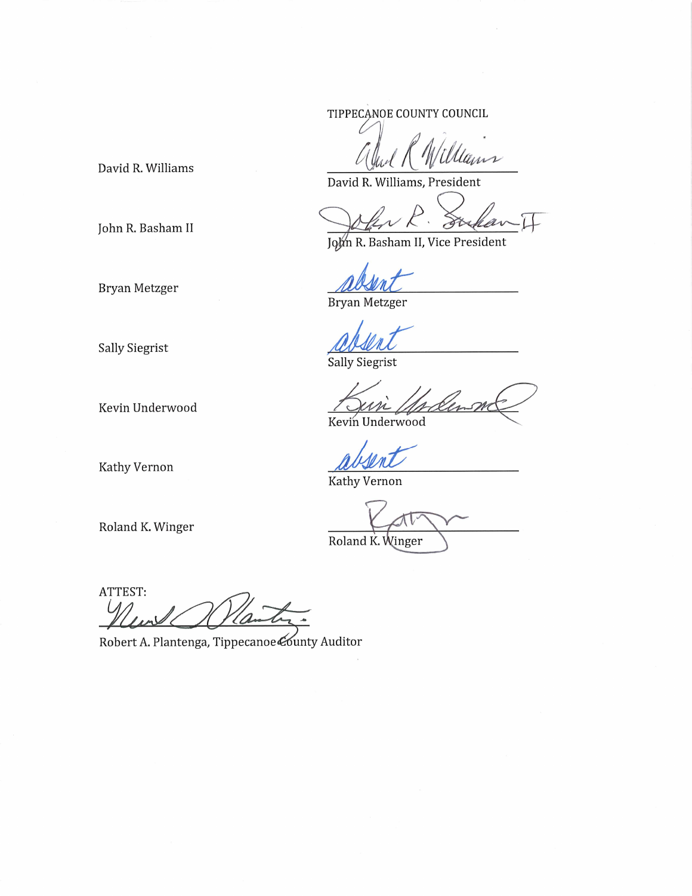TIPPECANOE COUNTY COUNCIL

| | |
|---|---|
| David R. Williams | David R. Williams, President |
| John R. Basham II | John R. Basham II, Vice President |
| Bryan Metzger | absent<br>Bryan Metzger |
| Sally Siegrist | absent<br>Sally Siegrist |
| Kevin Underwood | Kevin Underwood |
| Kathy Vernon | absent<br>Kathy Vernon |
| Roland K. Winger | Roland K. Winger |

ATTEST:

Robert A. Plantenga, Tippecanoe County Auditor